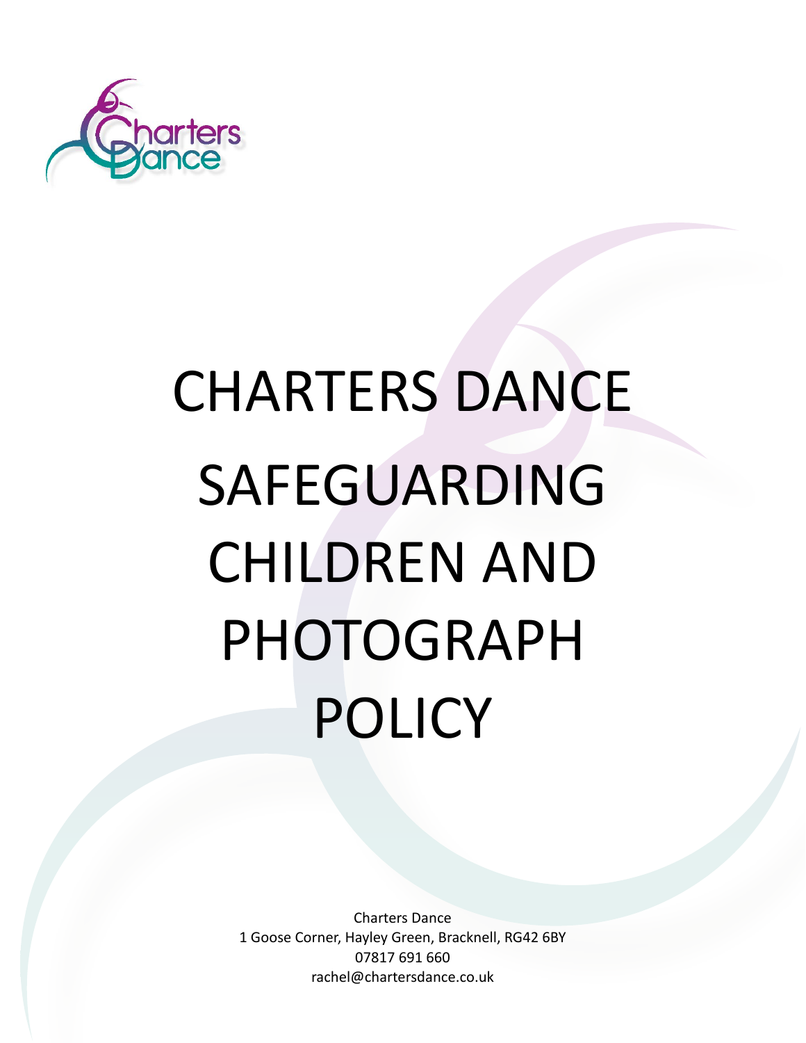# CHARTERS DANCE SAFEGUARDING CHILDREN AND PHOTOGRAPH POLICY

Charters Dance
1 Goose Corner, Hayley Green, Bracknell, RG42 6BY
07817 691 660
rachel@chartersdance.co.uk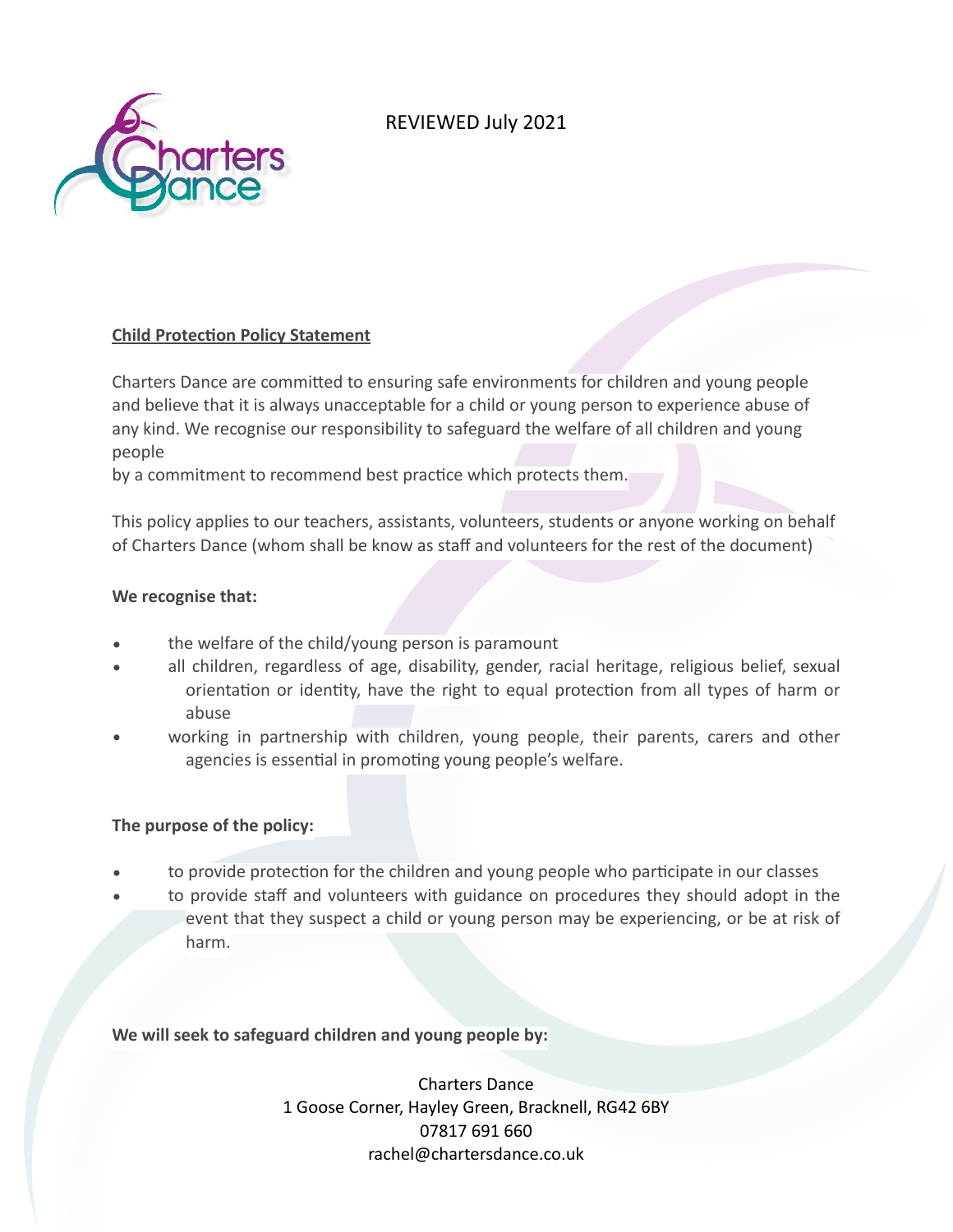REVIEWED July 2021

**Child Protection Policy Statement**

Charters Dance are committed to ensuring safe environments for children and young people and believe that it is always unacceptable for a child or young person to experience abuse of any kind. We recognise our responsibility to safeguard the welfare of all children and young people
by a commitment to recommend best practice which protects them.

This policy applies to our teachers, assistants, volunteers, students or anyone working on behalf of Charters Dance (whom shall be know as staff and volunteers for the rest of the document)

**We recognise that:**

- the welfare of the child/young person is paramount
- all children, regardless of age, disability, gender, racial heritage, religious belief, sexual orientation or identity, have the right to equal protection from all types of harm or abuse
- working in partnership with children, young people, their parents, carers and other agencies is essential in promoting young people's welfare.

**The purpose of the policy:**

- to provide protection for the children and young people who participate in our classes
- to provide staff and volunteers with guidance on procedures they should adopt in the event that they suspect a child or young person may be experiencing, or be at risk of harm.

**We will seek to safeguard children and young people by:**

Charters Dance
1 Goose Corner, Hayley Green, Bracknell, RG42 6BY
07817 691 660
rachel@chartersdance.co.uk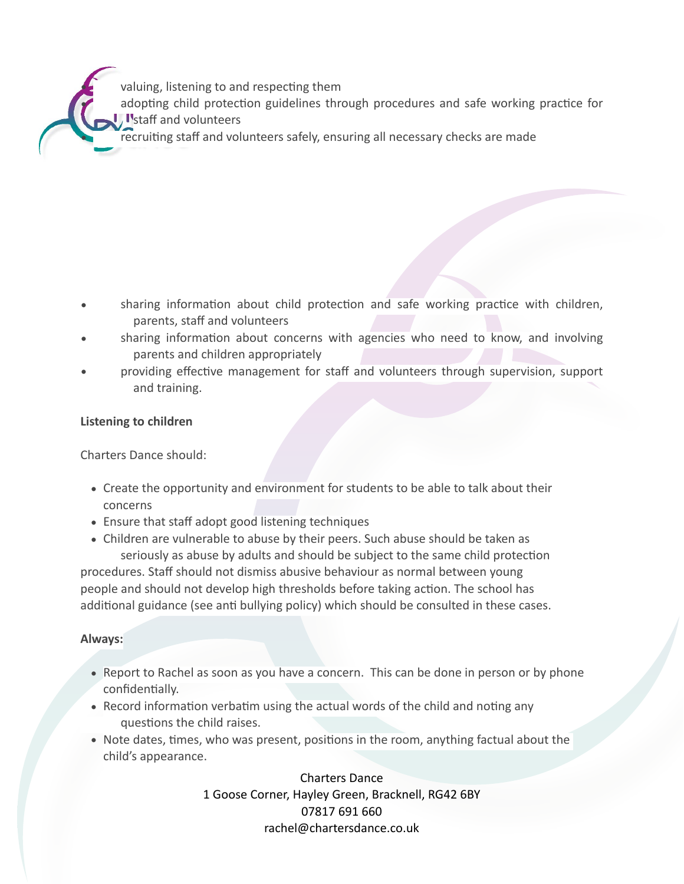- valuing, listening to and respecting them
- adopting child protection guidelines through procedures and safe working practice for staff and volunteers
- recruiting staff and volunteers safely, ensuring all necessary checks are made

- sharing information about child protection and safe working practice with children, parents, staff and volunteers
- sharing information about concerns with agencies who need to know, and involving parents and children appropriately
- providing effective management for staff and volunteers through supervision, support and training.

**Listening to children**

Charters Dance should:

- Create the opportunity and environment for students to be able to talk about their concerns
- Ensure that staff adopt good listening techniques
- Children are vulnerable to abuse by their peers. Such abuse should be taken as seriously as abuse by adults and should be subject to the same child protection procedures. Staff should not dismiss abusive behaviour as normal between young people and should not develop high thresholds before taking action. The school has additional guidance (see anti bullying policy) which should be consulted in these cases.

**Always:**

- Report to Rachel as soon as you have a concern. This can be done in person or by phone confidentially.
- Record information verbatim using the actual words of the child and noting any questions the child raises.
- Note dates, times, who was present, positions in the room, anything factual about the child's appearance.

Charters Dance
1 Goose Corner, Hayley Green, Bracknell, RG42 6BY
07817 691 660
rachel@chartersdance.co.uk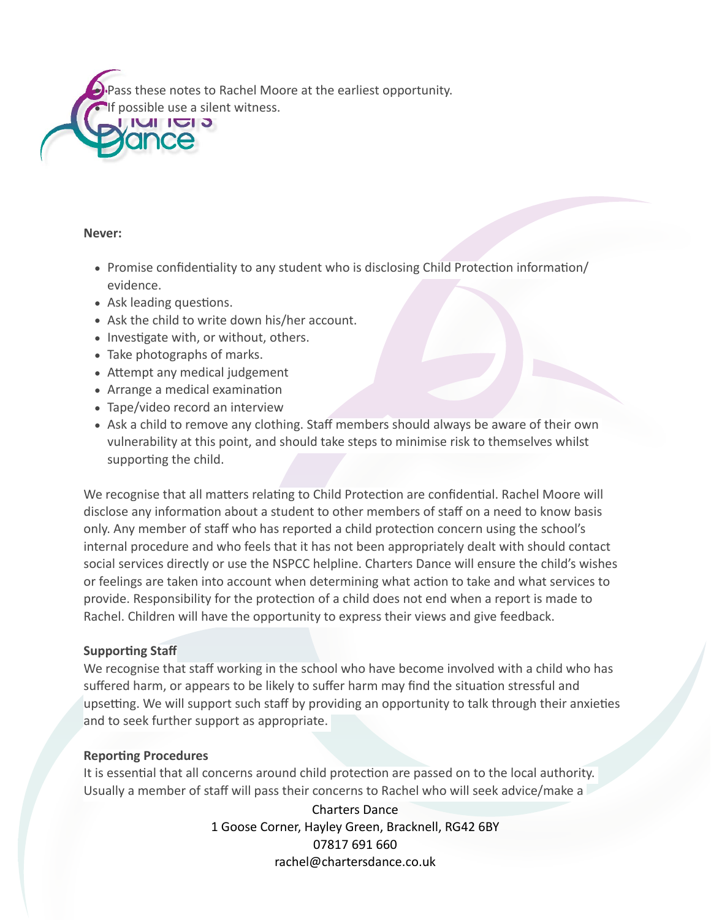- Pass these notes to Rachel Moore at the earliest opportunity.
- If possible use a silent witness.

**Never:**

- Promise confidentiality to any student who is disclosing Child Protection information/ evidence.
- Ask leading questions.
- Ask the child to write down his/her account.
- Investigate with, or without, others.
- Take photographs of marks.
- Attempt any medical judgement
- Arrange a medical examination
- Tape/video record an interview
- Ask a child to remove any clothing. Staff members should always be aware of their own vulnerability at this point, and should take steps to minimise risk to themselves whilst supporting the child.

We recognise that all matters relating to Child Protection are confidential. Rachel Moore will disclose any information about a student to other members of staff on a need to know basis only. Any member of staff who has reported a child protection concern using the school's internal procedure and who feels that it has not been appropriately dealt with should contact social services directly or use the NSPCC helpline. Charters Dance will ensure the child's wishes or feelings are taken into account when determining what action to take and what services to provide. Responsibility for the protection of a child does not end when a report is made to Rachel. Children will have the opportunity to express their views and give feedback.

**Supporting Staff**

We recognise that staff working in the school who have become involved with a child who has suffered harm, or appears to be likely to suffer harm may find the situation stressful and upsetting. We will support such staff by providing an opportunity to talk through their anxieties and to seek further support as appropriate.

**Reporting Procedures**

It is essential that all concerns around child protection are passed on to the local authority. Usually a member of staff will pass their concerns to Rachel who will seek advice/make a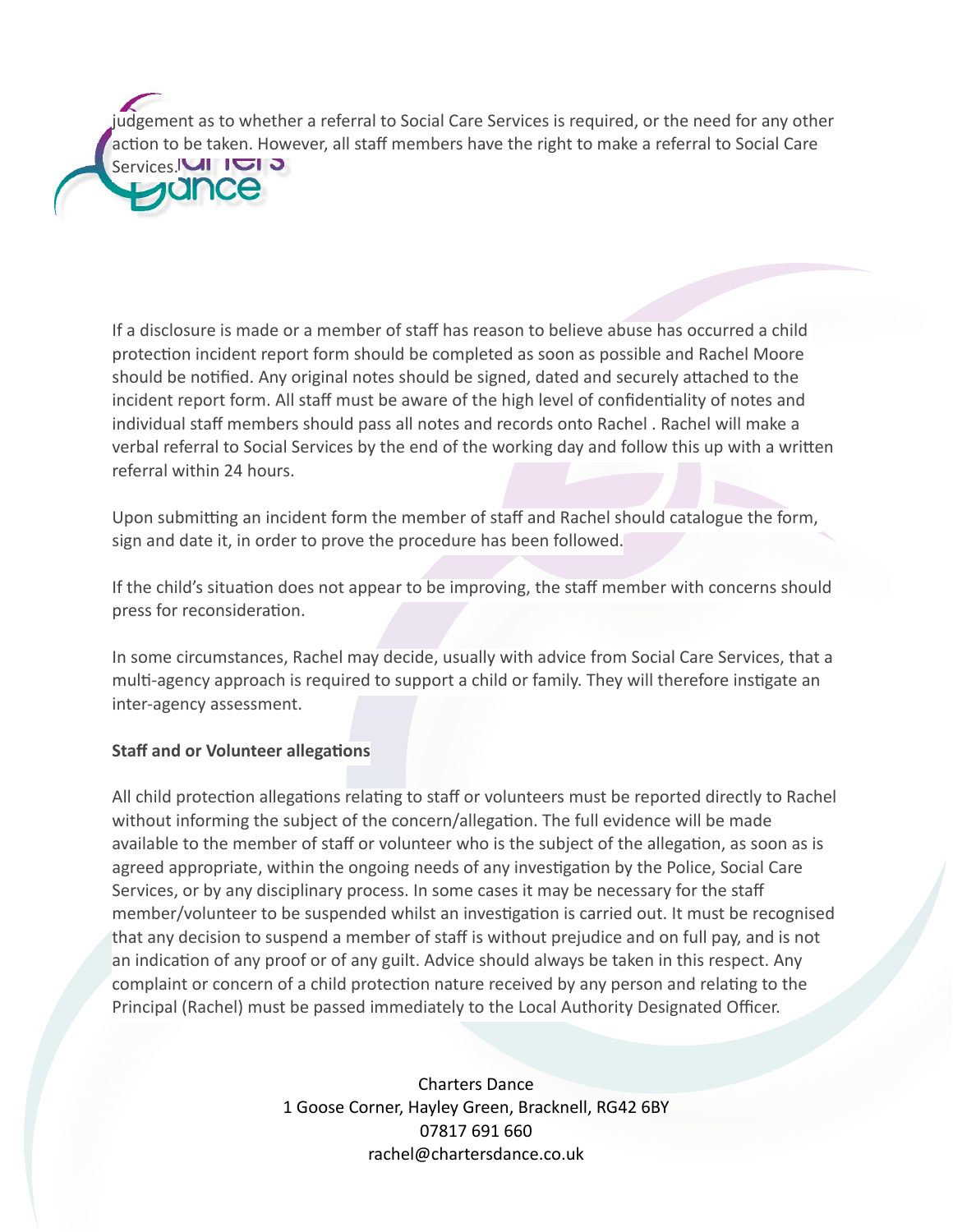judgement as to whether a referral to Social Care Services is required, or the need for any other action to be taken. However, all staff members have the right to make a referral to Social Care Services.

If a disclosure is made or a member of staff has reason to believe abuse has occurred a child protection incident report form should be completed as soon as possible and Rachel Moore should be notified. Any original notes should be signed, dated and securely attached to the incident report form. All staff must be aware of the high level of confidentiality of notes and individual staff members should pass all notes and records onto Rachel . Rachel will make a verbal referral to Social Services by the end of the working day and follow this up with a written referral within 24 hours.

Upon submitting an incident form the member of staff and Rachel should catalogue the form, sign and date it, in order to prove the procedure has been followed.

If the child's situation does not appear to be improving, the staff member with concerns should press for reconsideration.

In some circumstances, Rachel may decide, usually with advice from Social Care Services, that a multi-agency approach is required to support a child or family. They will therefore instigate an inter-agency assessment.

**Staff and or Volunteer allegations**

All child protection allegations relating to staff or volunteers must be reported directly to Rachel without informing the subject of the concern/allegation. The full evidence will be made available to the member of staff or volunteer who is the subject of the allegation, as soon as is agreed appropriate, within the ongoing needs of any investigation by the Police, Social Care Services, or by any disciplinary process. In some cases it may be necessary for the staff member/volunteer to be suspended whilst an investigation is carried out. It must be recognised that any decision to suspend a member of staff is without prejudice and on full pay, and is not an indication of any proof or of any guilt. Advice should always be taken in this respect. Any complaint or concern of a child protection nature received by any person and relating to the Principal (Rachel) must be passed immediately to the Local Authority Designated Officer.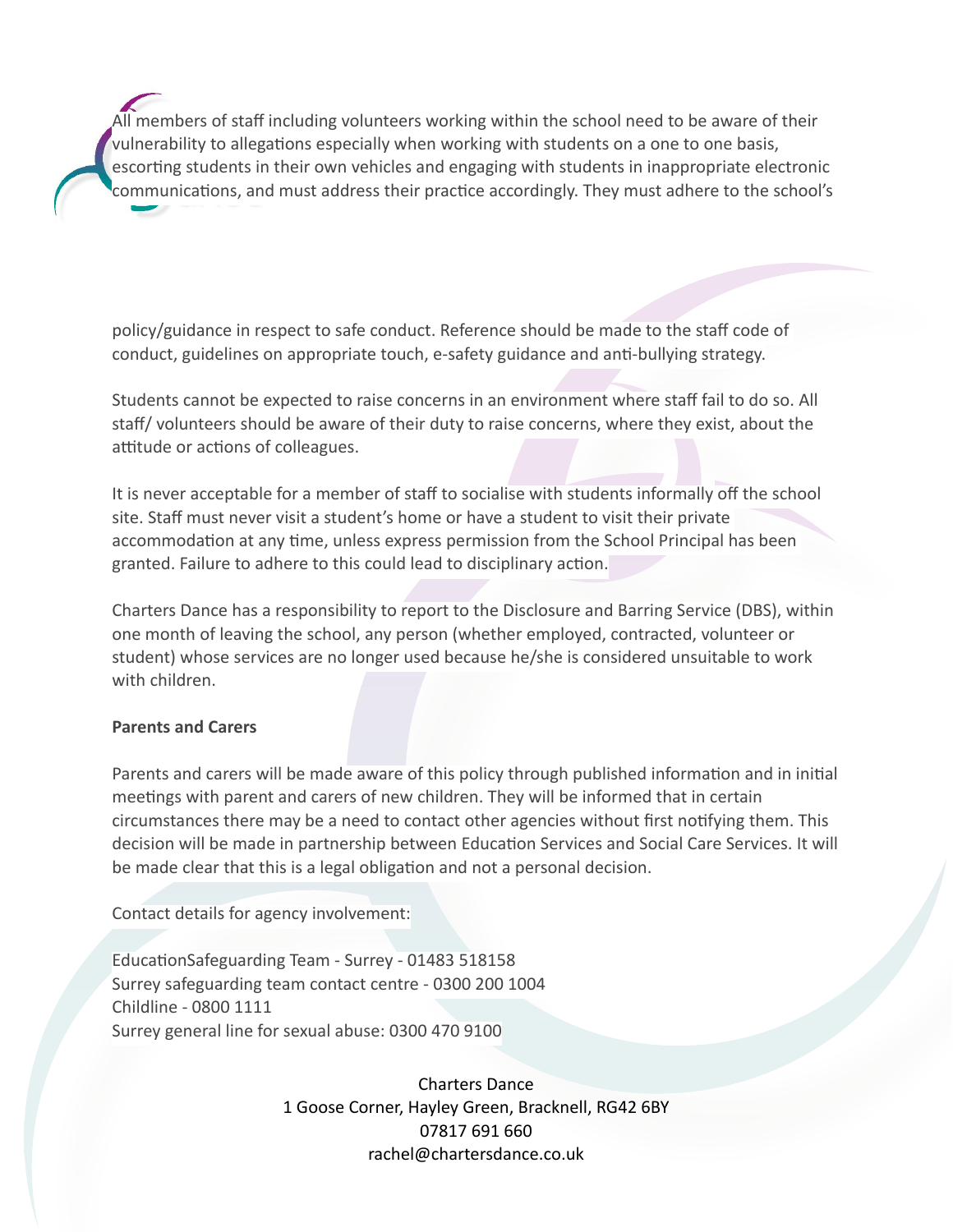All members of staff including volunteers working within the school need to be aware of their vulnerability to allegations especially when working with students on a one to one basis, escorting students in their own vehicles and engaging with students in inappropriate electronic communications, and must address their practice accordingly. They must adhere to the school's policy/guidance in respect to safe conduct. Reference should be made to the staff code of conduct, guidelines on appropriate touch, e-safety guidance and anti-bullying strategy.

Students cannot be expected to raise concerns in an environment where staff fail to do so. All staff/ volunteers should be aware of their duty to raise concerns, where they exist, about the attitude or actions of colleagues.

It is never acceptable for a member of staff to socialise with students informally off the school site. Staff must never visit a student's home or have a student to visit their private accommodation at any time, unless express permission from the School Principal has been granted. Failure to adhere to this could lead to disciplinary action.

Charters Dance has a responsibility to report to the Disclosure and Barring Service (DBS), within one month of leaving the school, any person (whether employed, contracted, volunteer or student) whose services are no longer used because he/she is considered unsuitable to work with children.

**Parents and Carers**

Parents and carers will be made aware of this policy through published information and in initial meetings with parent and carers of new children. They will be informed that in certain circumstances there may be a need to contact other agencies without first notifying them. This decision will be made in partnership between Education Services and Social Care Services. It will be made clear that this is a legal obligation and not a personal decision.

Contact details for agency involvement:

EducationSafeguarding Team - Surrey - 01483 518158
Surrey safeguarding team contact centre - 0300 200 1004
Childline - 0800 1111
Surrey general line for sexual abuse: 0300 470 9100

Charters Dance
1 Goose Corner, Hayley Green, Bracknell, RG42 6BY
07817 691 660
rachel@chartersdance.co.uk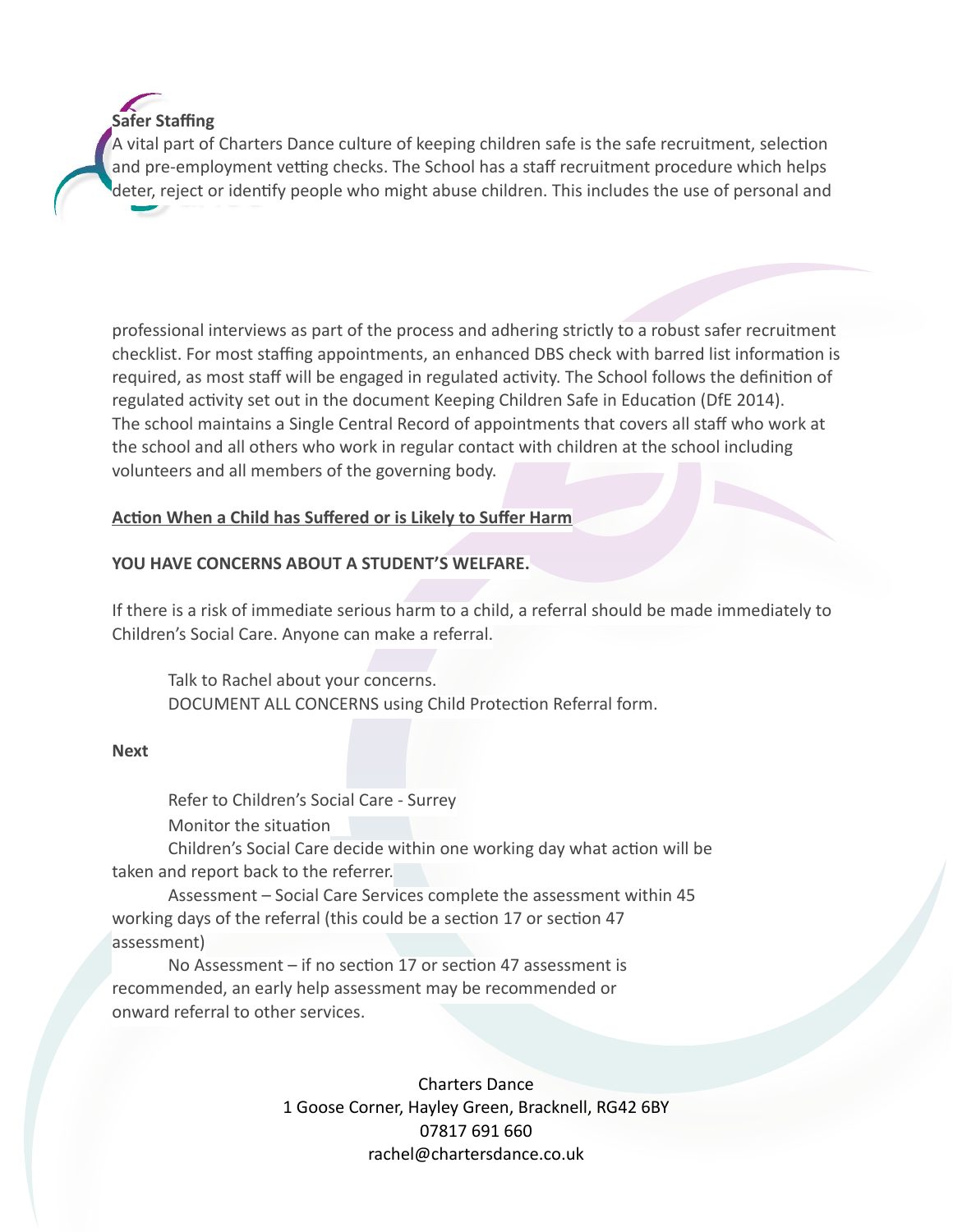**Safer Staffing**

A vital part of Charters Dance culture of keeping children safe is the safe recruitment, selection and pre-employment vetting checks. The School has a staff recruitment procedure which helps deter, reject or identify people who might abuse children. This includes the use of personal and professional interviews as part of the process and adhering strictly to a robust safer recruitment checklist. For most staffing appointments, an enhanced DBS check with barred list information is required, as most staff will be engaged in regulated activity. The School follows the definition of regulated activity set out in the document Keeping Children Safe in Education (DfE 2014). The school maintains a Single Central Record of appointments that covers all staff who work at the school and all others who work in regular contact with children at the school including volunteers and all members of the governing body.

**Action When a Child has Suffered or is Likely to Suffer Harm**

**YOU HAVE CONCERNS ABOUT A STUDENT'S WELFARE.**

If there is a risk of immediate serious harm to a child, a referral should be made immediately to Children's Social Care. Anyone can make a referral.

Talk to Rachel about your concerns.
DOCUMENT ALL CONCERNS using Child Protection Referral form.

**Next**

Refer to Children's Social Care - Surrey

Monitor the situation

Children's Social Care decide within one working day what action will be taken and report back to the referrer.

Assessment – Social Care Services complete the assessment within 45 working days of the referral (this could be a section 17 or section 47 assessment)

No Assessment – if no section 17 or section 47 assessment is recommended, an early help assessment may be recommended or onward referral to other services.

Charters Dance
1 Goose Corner, Hayley Green, Bracknell, RG42 6BY
07817 691 660
rachel@chartersdance.co.uk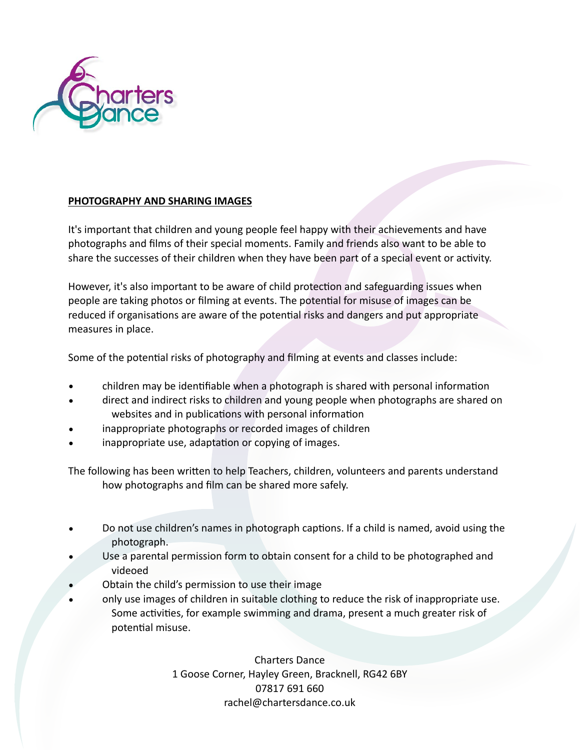**PHOTOGRAPHY AND SHARING IMAGES**

It's important that children and young people feel happy with their achievements and have photographs and films of their special moments. Family and friends also want to be able to share the successes of their children when they have been part of a special event or activity.

However, it's also important to be aware of child protection and safeguarding issues when people are taking photos or filming at events. The potential for misuse of images can be reduced if organisations are aware of the potential risks and dangers and put appropriate measures in place.

Some of the potential risks of photography and filming at events and classes include:

- children may be identifiable when a photograph is shared with personal information
- direct and indirect risks to children and young people when photographs are shared on websites and in publications with personal information
- inappropriate photographs or recorded images of children
- inappropriate use, adaptation or copying of images.

The following has been written to help Teachers, children, volunteers and parents understand how photographs and film can be shared more safely.

- Do not use children's names in photograph captions. If a child is named, avoid using the photograph.
- Use a parental permission form to obtain consent for a child to be photographed and videoed
- Obtain the child's permission to use their image
- only use images of children in suitable clothing to reduce the risk of inappropriate use. Some activities, for example swimming and drama, present a much greater risk of potential misuse.

Charters Dance
1 Goose Corner, Hayley Green, Bracknell, RG42 6BY
07817 691 660
rachel@chartersdance.co.uk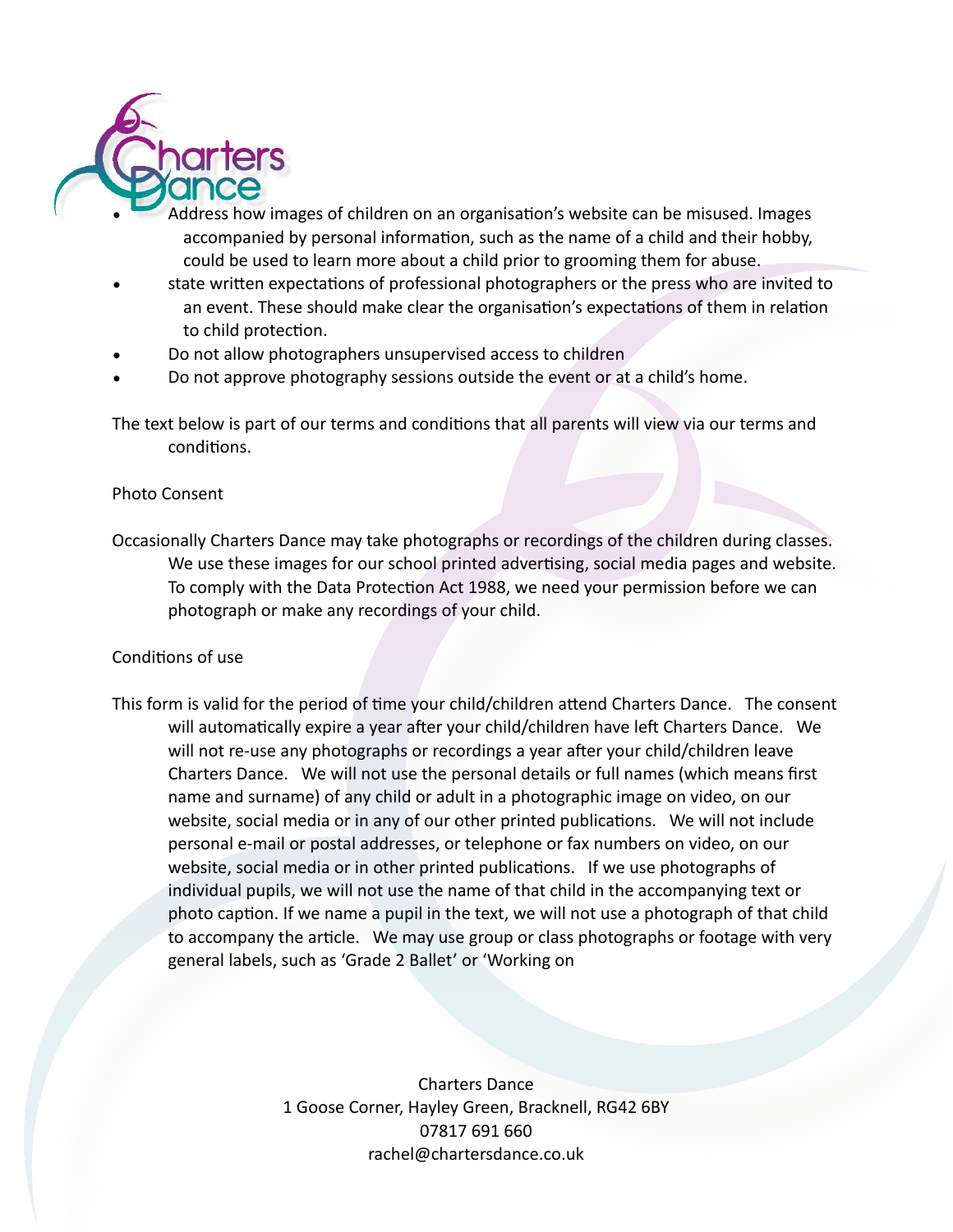- Address how images of children on an organisation's website can be misused. Images accompanied by personal information, such as the name of a child and their hobby, could be used to learn more about a child prior to grooming them for abuse.
- state written expectations of professional photographers or the press who are invited to an event. These should make clear the organisation's expectations of them in relation to child protection.
- Do not allow photographers unsupervised access to children
- Do not approve photography sessions outside the event or at a child's home.

The text below is part of our terms and conditions that all parents will view via our terms and conditions.

Photo Consent

Occasionally Charters Dance may take photographs or recordings of the children during classes. We use these images for our school printed advertising, social media pages and website. To comply with the Data Protection Act 1988, we need your permission before we can photograph or make any recordings of your child.

Conditions of use

This form is valid for the period of time your child/children attend Charters Dance. The consent will automatically expire a year after your child/children have left Charters Dance. We will not re-use any photographs or recordings a year after your child/children leave Charters Dance. We will not use the personal details or full names (which means first name and surname) of any child or adult in a photographic image on video, on our website, social media or in any of our other printed publications. We will not include personal e-mail or postal addresses, or telephone or fax numbers on video, on our website, social media or in other printed publications. If we use photographs of individual pupils, we will not use the name of that child in the accompanying text or photo caption. If we name a pupil in the text, we will not use a photograph of that child to accompany the article. We may use group or class photographs or footage with very general labels, such as 'Grade 2 Ballet' or 'Working on

Charters Dance
1 Goose Corner, Hayley Green, Bracknell, RG42 6BY
07817 691 660
rachel@chartersdance.co.uk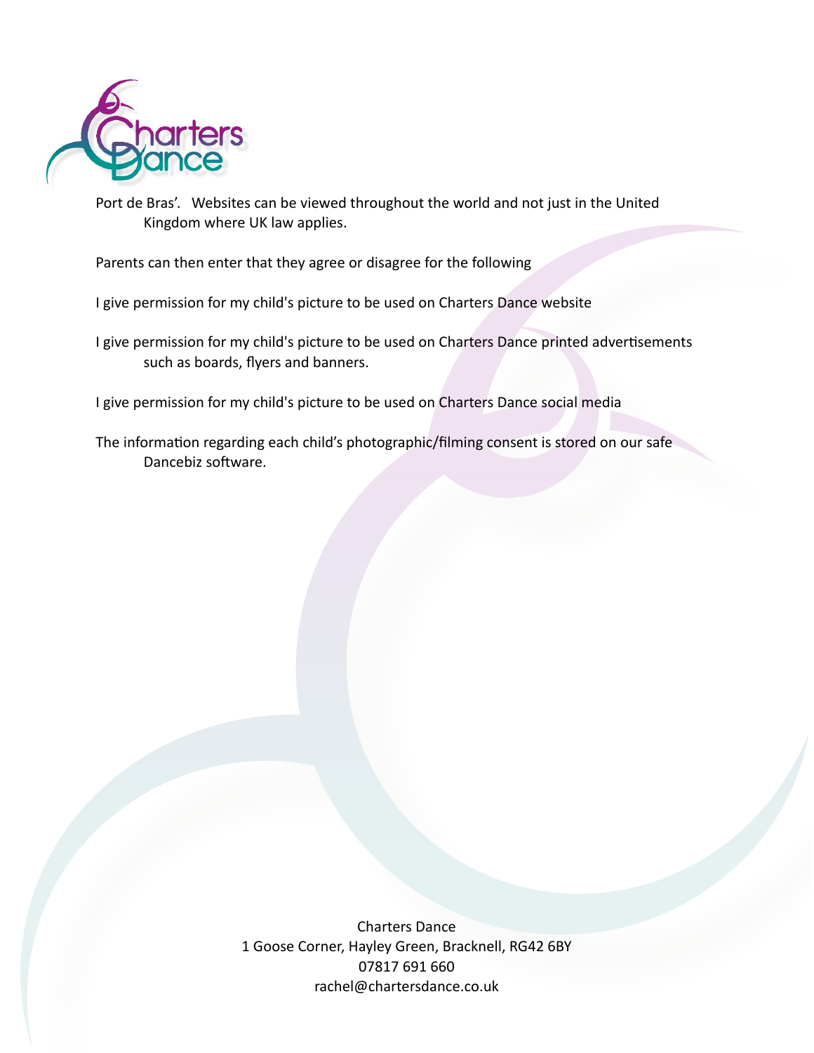Port de Bras'. Websites can be viewed throughout the world and not just in the United Kingdom where UK law applies.

Parents can then enter that they agree or disagree for the following

I give permission for my child's picture to be used on Charters Dance website

I give permission for my child's picture to be used on Charters Dance printed advertisements such as boards, flyers and banners.

I give permission for my child's picture to be used on Charters Dance social media

The information regarding each child's photographic/filming consent is stored on our safe Dancebiz software.

Charters Dance
1 Goose Corner, Hayley Green, Bracknell, RG42 6BY
07817 691 660
rachel@chartersdance.co.uk